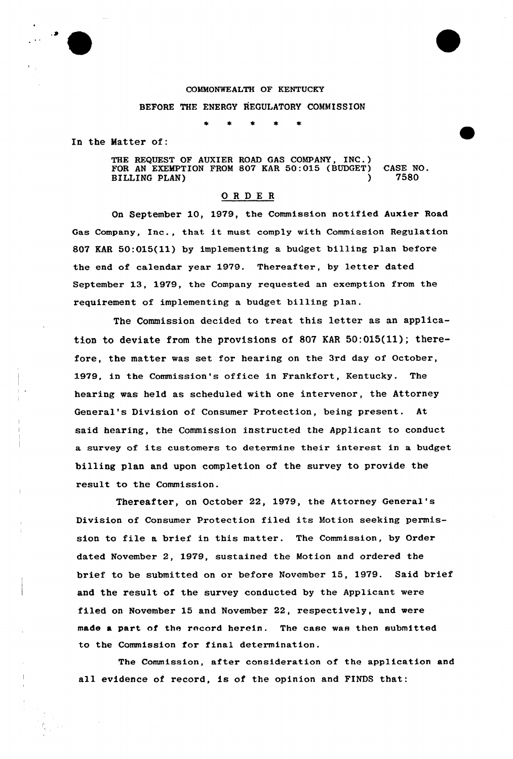COMMONWEALTH OF KENTUCKY

BEFORE THE ENERGY REGULATORY COMMISSION

\* \* \* \* \*

In the Matter of:

THE REQUEST OF AUXIER ROAD GAS COMPANY, INC.) FOR AN EXEMPTION FROM 807 KAR 50:015 (BUDGET) BILLING PLAN) ) CASE NO. 7580

## ORDER

On September 10, 1979, the Commission notified Auxier Road Gas Company, Inc., that it must comply with Commission Regulation 807 KAR 50:015(11) by implementing a budget billing plan before the end of calendar year 1979. Thereafter, by letter dated September 13, 1979, the Company requested an exemption from the requirement of implementing a budget billing plan.

The Commission decided to treat this letter as an application to deviate from the provisions of 807 KAR 50:015(11); therefore, the matter was set for hearing on the 3rd day of October, 1979, in the Commission's office in Frankfort, Kentucky. The hearing was held as scheduled with one intervenor, the Attorney General's Division of Consumer Protection, being present. At said hearing, the Commission instructed the Applicant to conduct a survey of its customers to determine their interest in a budget billing plan and upon completion of the survey to provide the result to the Commission.

Thereafter, on October 22, 1979, the Attorney General's Division of Consumer Protection filed its Motion seeking permission to file a brief in this matter. The Commission, by Order dated November 2, 1979, sustained the Motion and ordered the brief to be submitted on or before November 15, 1979. Said brief and the result of the survey conducted by the Applicant were filed on November 15 and November 22, respectively, and were made a part of the record herein. The case was then submitted to the Commission for final determination.

The Commission, after consideration of the application and all evidence of record, is of the opinion and FINDS that: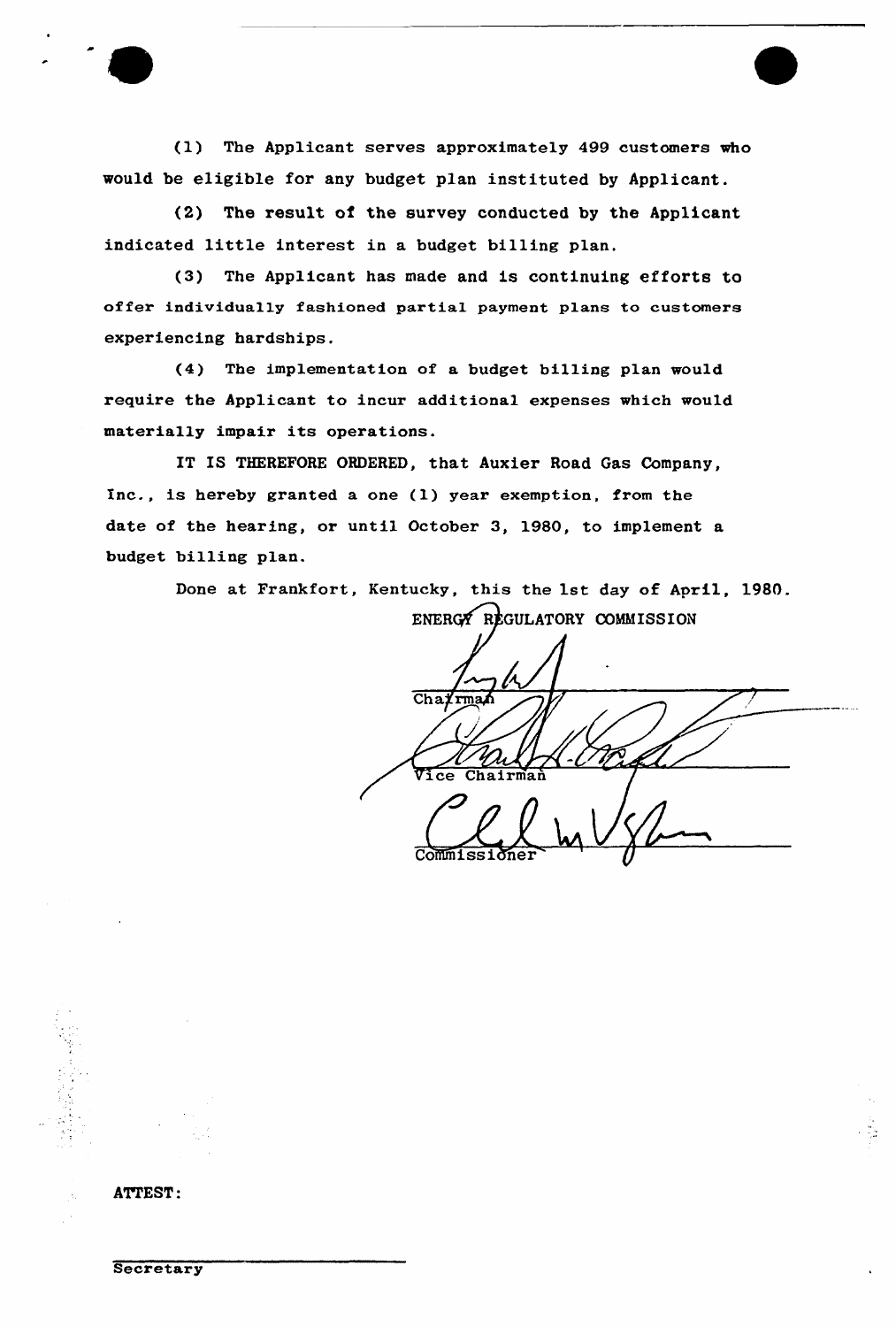(1) The Applicant serves approximately 499 customers who would be eligible for any budget plan instituted by Applicant.

(2) The result of the survey conducted by the Applicant indicated little interest in a budget billing plan.

(3) The Applicant has made and is continuing efforts to offer individually fashioned partial payment plans to customers experiencing hardships.

(4) The implementation of a budget billing plan would require the Applicant to incur additional expenses which would materially impair its operations.

IT IS THEREFORE ORDERED, that Auxier Road Gas Company, Inc., is hereby granted a one (1) year exemption, from the date of the hearing, or until October 3, 1980, to implement a budget billing plan.

Done at Frankfort, Kentucky, this the 1st day of April, 1980.

ENERGY REGULATORY COMMISSION

Chairman

Vice Chairman

Commissioner

ATTEST:

Secretary